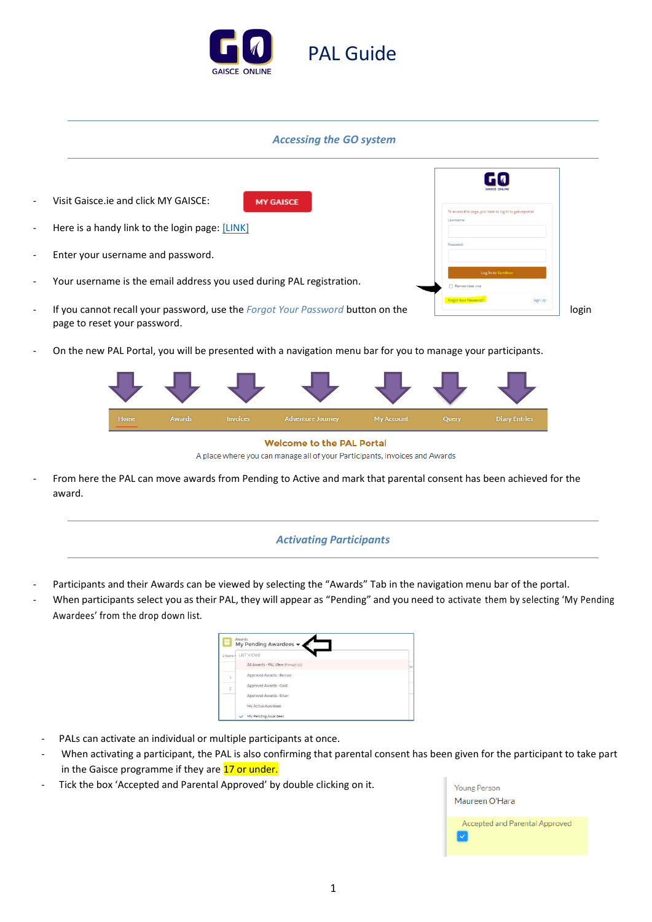# PAL Guide

## *Accessing the GO system*

- Visit Gaisce.ie and click MY GAISCE: MY GAISCE
- Here is a handy link to the login page: [LINK]
- Enter your username and password.
- Your username is the email address you used during PAL registration.
- If you cannot recall your password, use the *Forgot Your Password* button on the login page to reset your password.
- On the new PAL Portal, you will be presented with a navigation menu bar for you to manage your participants.

Home | Awards | Invoices | Adventure Journey | My Account | Query | Diary Entries

**Welcome to the PAL Portal**

A place where you can manage all of your Participants, Invoices and Awards

- From here the PAL can move awards from Pending to Active and mark that parental consent has been achieved for the award.

## *Activating Participants*

- Participants and their Awards can be viewed by selecting the "Awards" Tab in the navigation menu bar of the portal.
- When participants select you as their PAL, they will appear as "Pending" and you need to activate them by selecting 'My Pending Awardees' from the drop down list.

- PALs can activate an individual or multiple participants at once.
- When activating a participant, the PAL is also confirming that parental consent has been given for the participant to take part in the Gaisce programme if they are 17 or under.
- Tick the box 'Accepted and Parental Approved' by double clicking on it.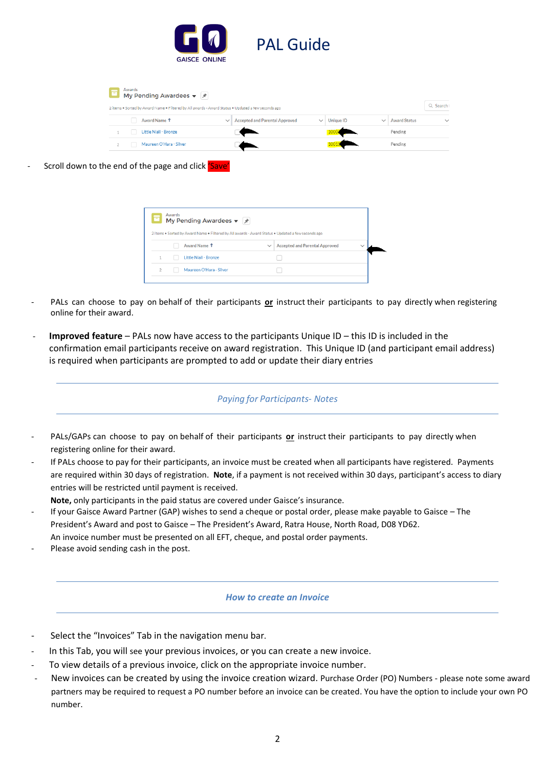# PAL Guide

Awards
My Pending Awardees

2 items • Sorted by Award Name • Filtered by All awards - Award Status • Updated a few seconds ago

| | Award Name | Accepted and Parental Approved | Unique ID | Award Status |
|---|---|---|---|---|
| 1 | Little Niall - Bronze | | 1000 | Pending |
| 2 | Maureen O'Hara - Silver | | 1001 | Pending |

- Scroll down to the end of the page and click 'Save'

Awards
My Pending Awardees

2 items • Sorted by Award Name • Filtered by All awards - Award Status • Updated a few seconds ago

| | Award Name | Accepted and Parental Approved |
|---|---|---|
| 1 | Little Niall - Bronze | |
| 2 | Maureen O'Hara - Silver | |

- PALs can choose to pay on behalf of their participants **or** instruct their participants to pay directly when registering online for their award.
- **Improved feature** – PALs now have access to the participants Unique ID – this ID is included in the confirmation email participants receive on award registration. This Unique ID (and participant email address) is required when participants are prompted to add or update their diary entries

## *Paying for Participants- Notes*

- PALs/GAPs can choose to pay on behalf of their participants **or** instruct their participants to pay directly when registering online for their award.
- If PALs choose to pay for their participants, an invoice must be created when all participants have registered. Payments are required within 30 days of registration. **Note**, if a payment is not received within 30 days, participant's access to diary entries will be restricted until payment is received.

  **Note,** only participants in the paid status are covered under Gaisce's insurance.
- If your Gaisce Award Partner (GAP) wishes to send a cheque or postal order, please make payable to Gaisce – The President's Award and post to Gaisce – The President's Award, Ratra House, North Road, D08 YD62.

  An invoice number must be presented on all EFT, cheque, and postal order payments.
- Please avoid sending cash in the post.

## ***How to create an Invoice***

- Select the "Invoices" Tab in the navigation menu bar.
- In this Tab, you will see your previous invoices, or you can create a new invoice.
- To view details of a previous invoice, click on the appropriate invoice number.
- New invoices can be created by using the invoice creation wizard. Purchase Order (PO) Numbers - please note some award partners may be required to request a PO number before an invoice can be created. You have the option to include your own PO number.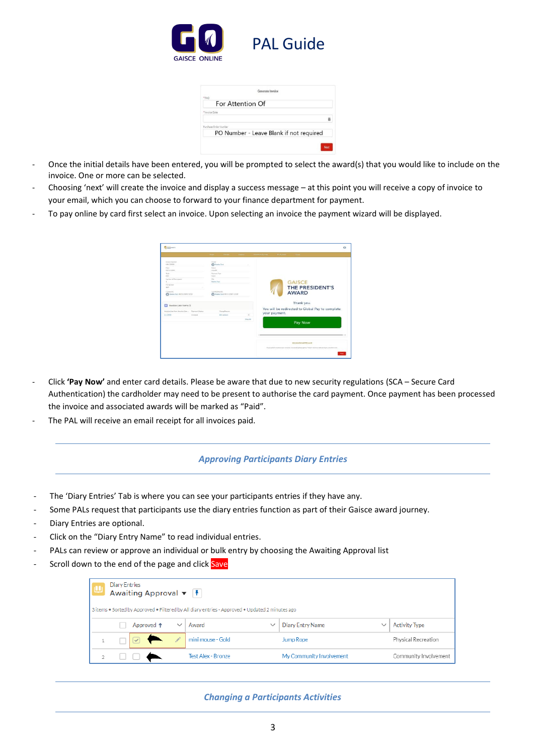- Once the initial details have been entered, you will be prompted to select the award(s) that you would like to include on the invoice. One or more can be selected.
- Choosing 'next' will create the invoice and display a success message – at this point you will receive a copy of invoice to your email, which you can choose to forward to your finance department for payment.
- To pay online by card first select an invoice. Upon selecting an invoice the payment wizard will be displayed.

- Click **'Pay Now'** and enter card details. Please be aware that due to new security regulations (SCA – Secure Card Authentication) the cardholder may need to be present to authorise the card payment. Once payment has been processed the invoice and associated awards will be marked as "Paid".
- The PAL will receive an email receipt for all invoices paid.

## *Approving Participants Diary Entries*

- The 'Diary Entries' Tab is where you can see your participants entries if they have any.
- Some PALs request that participants use the diary entries function as part of their Gaisce award journey.
- Diary Entries are optional.
- Click on the "Diary Entry Name" to read individual entries.
- PALs can review or approve an individual or bulk entry by choosing the Awaiting Approval list
- Scroll down to the end of the page and click Save

## *Changing a Participants Activities*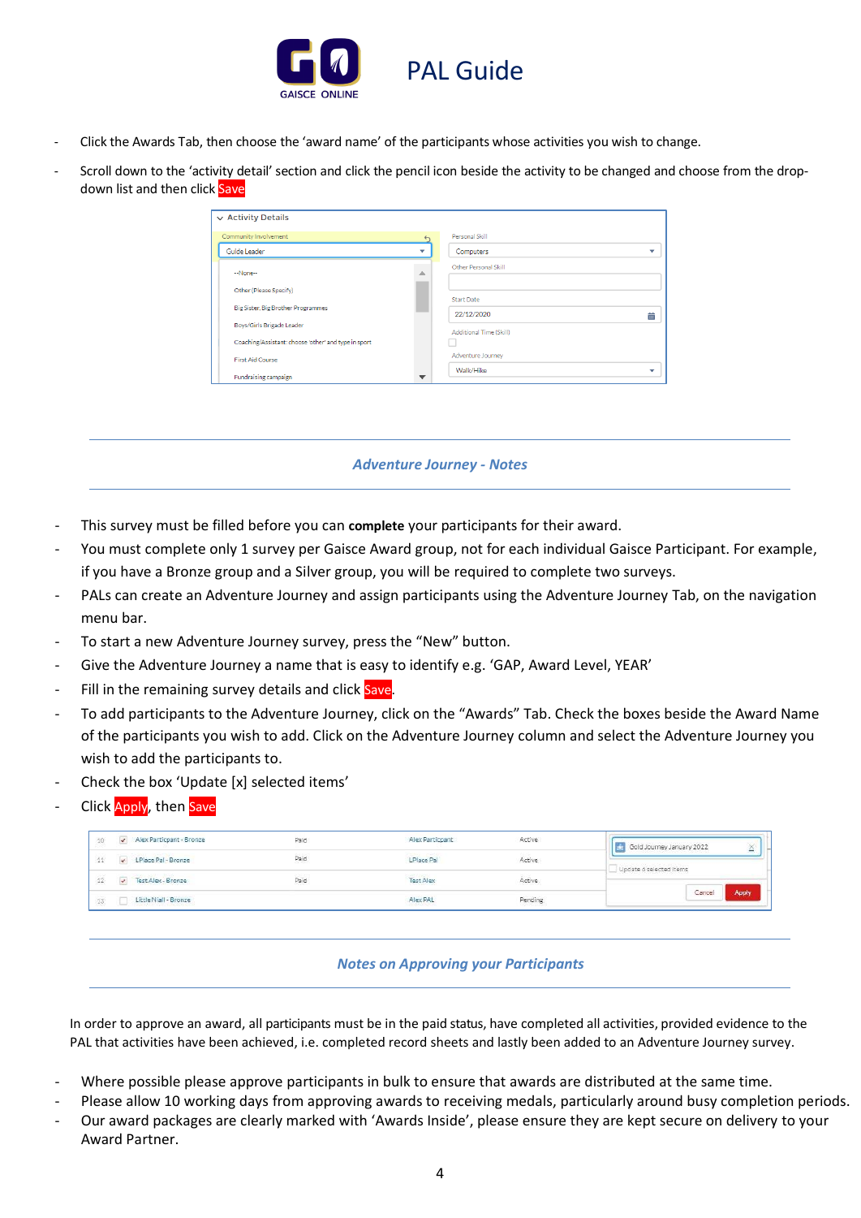- Click the Awards Tab, then choose the ‘award name’ of the participants whose activities you wish to change.
- Scroll down to the ‘activity detail’ section and click the pencil icon beside the activity to be changed and choose from the drop-down list and then click Save

## *Adventure Journey - Notes*

- This survey must be filled before you can **complete** your participants for their award.
- You must complete only 1 survey per Gaisce Award group, not for each individual Gaisce Participant. For example, if you have a Bronze group and a Silver group, you will be required to complete two surveys.
- PALs can create an Adventure Journey and assign participants using the Adventure Journey Tab, on the navigation menu bar.
- To start a new Adventure Journey survey, press the “New” button.
- Give the Adventure Journey a name that is easy to identify e.g. ‘GAP, Award Level, YEAR’
- Fill in the remaining survey details and click Save.
- To add participants to the Adventure Journey, click on the “Awards” Tab. Check the boxes beside the Award Name of the participants you wish to add. Click on the Adventure Journey column and select the Adventure Journey you wish to add the participants to.
- Check the box ‘Update [x] selected items’
- Click Apply, then Save

## *Notes on Approving your Participants*

In order to approve an award, all participants must be in the paid status, have completed all activities, provided evidence to the PAL that activities have been achieved, i.e. completed record sheets and lastly been added to an Adventure Journey survey.

- Where possible please approve participants in bulk to ensure that awards are distributed at the same time.
- Please allow 10 working days from approving awards to receiving medals, particularly around busy completion periods.
- Our award packages are clearly marked with ‘Awards Inside’, please ensure they are kept secure on delivery to your Award Partner.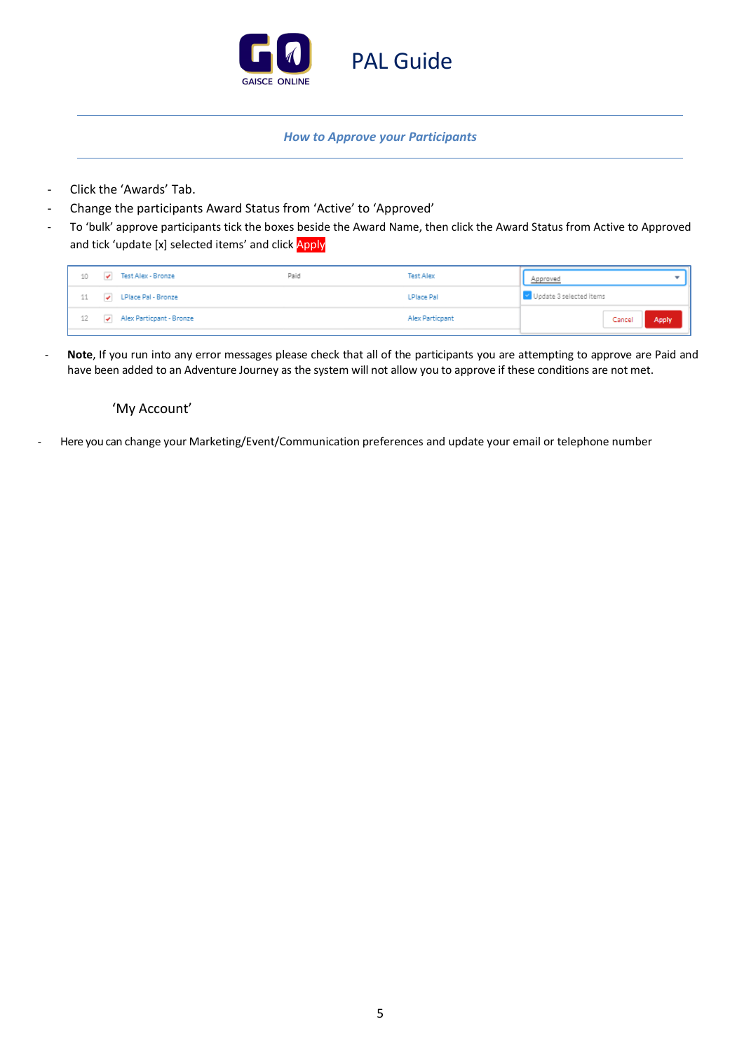# PAL Guide

*How to Approve your Participants*

- Click the 'Awards' Tab.
- Change the participants Award Status from 'Active' to 'Approved'
- To 'bulk' approve participants tick the boxes beside the Award Name, then click the Award Status from Active to Approved and tick 'update [x] selected items' and click Apply

| | | | | | |
|---|---|---|---|---|---|
| 10 | ✔ | Test Alex - Bronze | Paid | Test Alex | Approved |
| 11 | ✔ | LPlace Pal - Bronze | | LPlace Pal | Update 3 selected items |
| 12 | ✔ | Alex Particpant - Bronze | | Alex Particpant | Cancel Apply |

- **Note**, If you run into any error messages please check that all of the participants you are attempting to approve are Paid and have been added to an Adventure Journey as the system will not allow you to approve if these conditions are not met.

'My Account'

- Here you can change your Marketing/Event/Communication preferences and update your email or telephone number